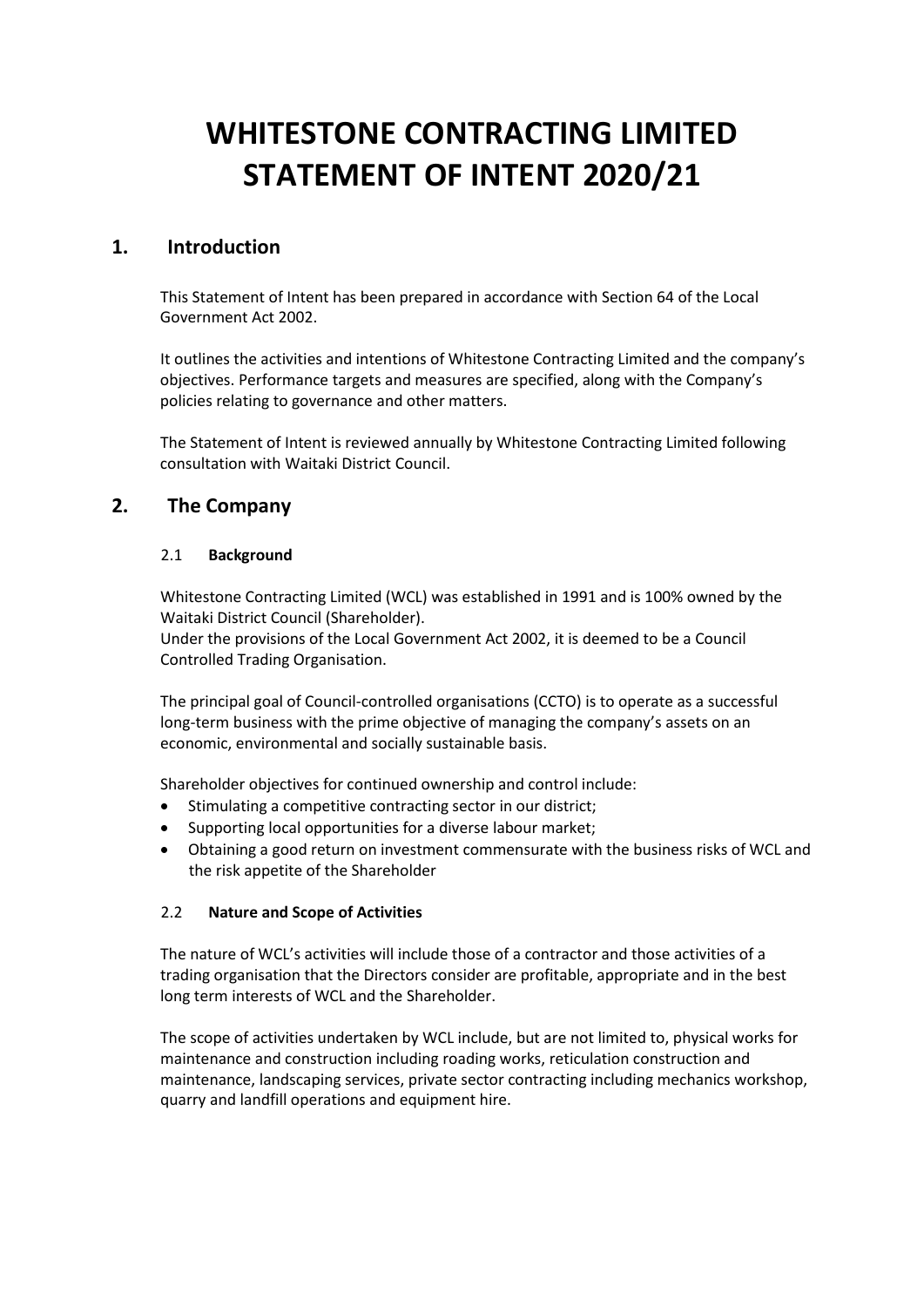# WHITESTONE CONTRACTING LIMITED STATEMENT OF INTENT 2020/21

## 1. Introduction

This Statement of Intent has been prepared in accordance with Section 64 of the Local Government Act 2002.

It outlines the activities and intentions of Whitestone Contracting Limited and the company's objectives. Performance targets and measures are specified, along with the Company's policies relating to governance and other matters.

The Statement of Intent is reviewed annually by Whitestone Contracting Limited following consultation with Waitaki District Council.

## 2. The Company

### 2.1 Background

Whitestone Contracting Limited (WCL) was established in 1991 and is 100% owned by the Waitaki District Council (Shareholder).
Under the provisions of the Local Government Act 2002, it is deemed to be a Council Controlled Trading Organisation.

The principal goal of Council-controlled organisations (CCTO) is to operate as a successful long-term business with the prime objective of managing the company's assets on an economic, environmental and socially sustainable basis.

Shareholder objectives for continued ownership and control include:

- Stimulating a competitive contracting sector in our district;
- Supporting local opportunities for a diverse labour market;
- Obtaining a good return on investment commensurate with the business risks of WCL and the risk appetite of the Shareholder

### 2.2 Nature and Scope of Activities

The nature of WCL's activities will include those of a contractor and those activities of a trading organisation that the Directors consider are profitable, appropriate and in the best long term interests of WCL and the Shareholder.

The scope of activities undertaken by WCL include, but are not limited to, physical works for maintenance and construction including roading works, reticulation construction and maintenance, landscaping services, private sector contracting including mechanics workshop, quarry and landfill operations and equipment hire.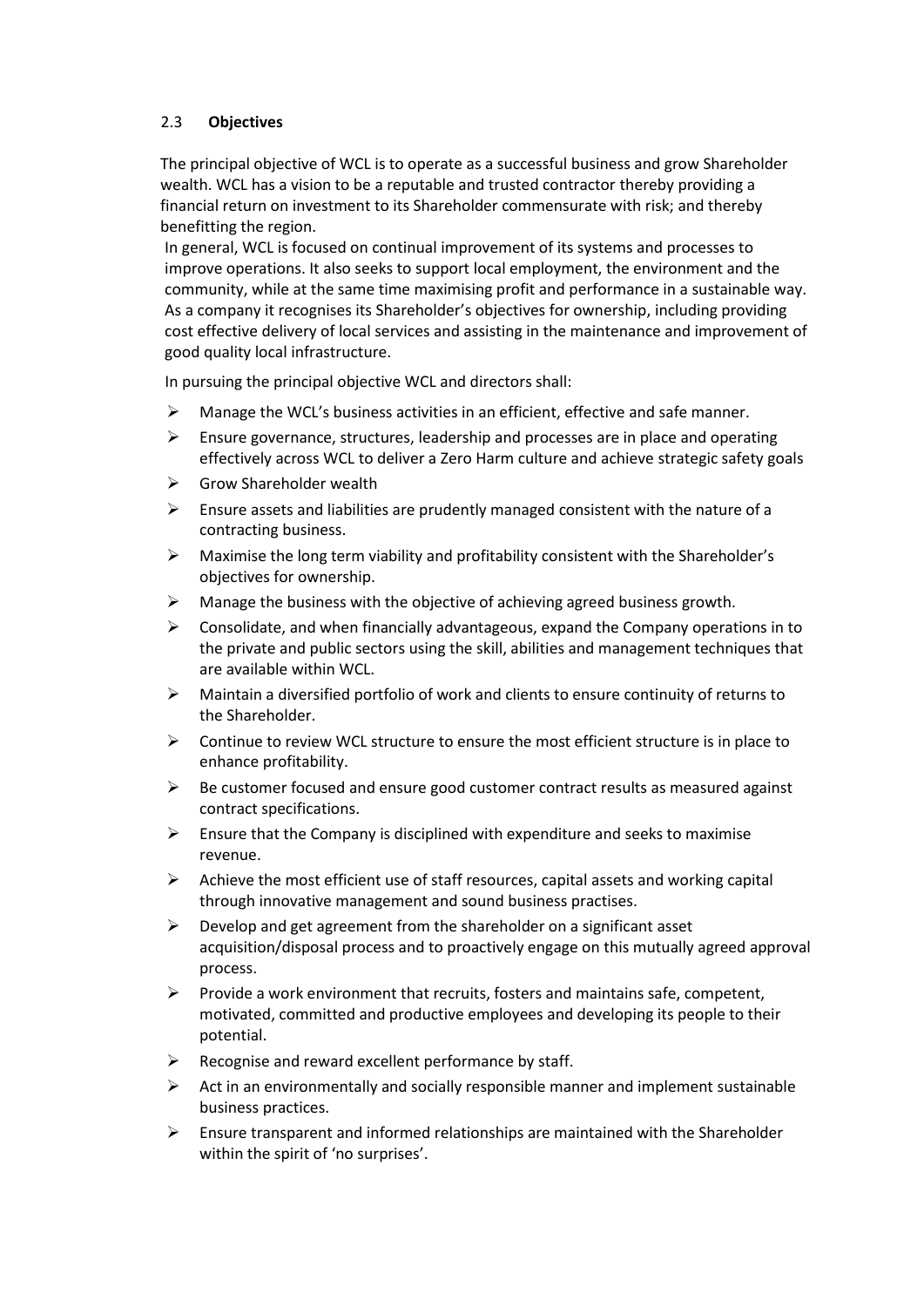## 2.3 **Objectives**

The principal objective of WCL is to operate as a successful business and grow Shareholder wealth. WCL has a vision to be a reputable and trusted contractor thereby providing a financial return on investment to its Shareholder commensurate with risk; and thereby benefitting the region.

In general, WCL is focused on continual improvement of its systems and processes to improve operations. It also seeks to support local employment, the environment and the community, while at the same time maximising profit and performance in a sustainable way. As a company it recognises its Shareholder's objectives for ownership, including providing cost effective delivery of local services and assisting in the maintenance and improvement of good quality local infrastructure.

In pursuing the principal objective WCL and directors shall:

- Manage the WCL's business activities in an efficient, effective and safe manner.
- Ensure governance, structures, leadership and processes are in place and operating effectively across WCL to deliver a Zero Harm culture and achieve strategic safety goals
- Grow Shareholder wealth
- Ensure assets and liabilities are prudently managed consistent with the nature of a contracting business.
- Maximise the long term viability and profitability consistent with the Shareholder's objectives for ownership.
- Manage the business with the objective of achieving agreed business growth.
- Consolidate, and when financially advantageous, expand the Company operations in to the private and public sectors using the skill, abilities and management techniques that are available within WCL.
- Maintain a diversified portfolio of work and clients to ensure continuity of returns to the Shareholder.
- Continue to review WCL structure to ensure the most efficient structure is in place to enhance profitability.
- Be customer focused and ensure good customer contract results as measured against contract specifications.
- Ensure that the Company is disciplined with expenditure and seeks to maximise revenue.
- Achieve the most efficient use of staff resources, capital assets and working capital through innovative management and sound business practises.
- Develop and get agreement from the shareholder on a significant asset acquisition/disposal process and to proactively engage on this mutually agreed approval process.
- Provide a work environment that recruits, fosters and maintains safe, competent, motivated, committed and productive employees and developing its people to their potential.
- Recognise and reward excellent performance by staff.
- Act in an environmentally and socially responsible manner and implement sustainable business practices.
- Ensure transparent and informed relationships are maintained with the Shareholder within the spirit of 'no surprises'.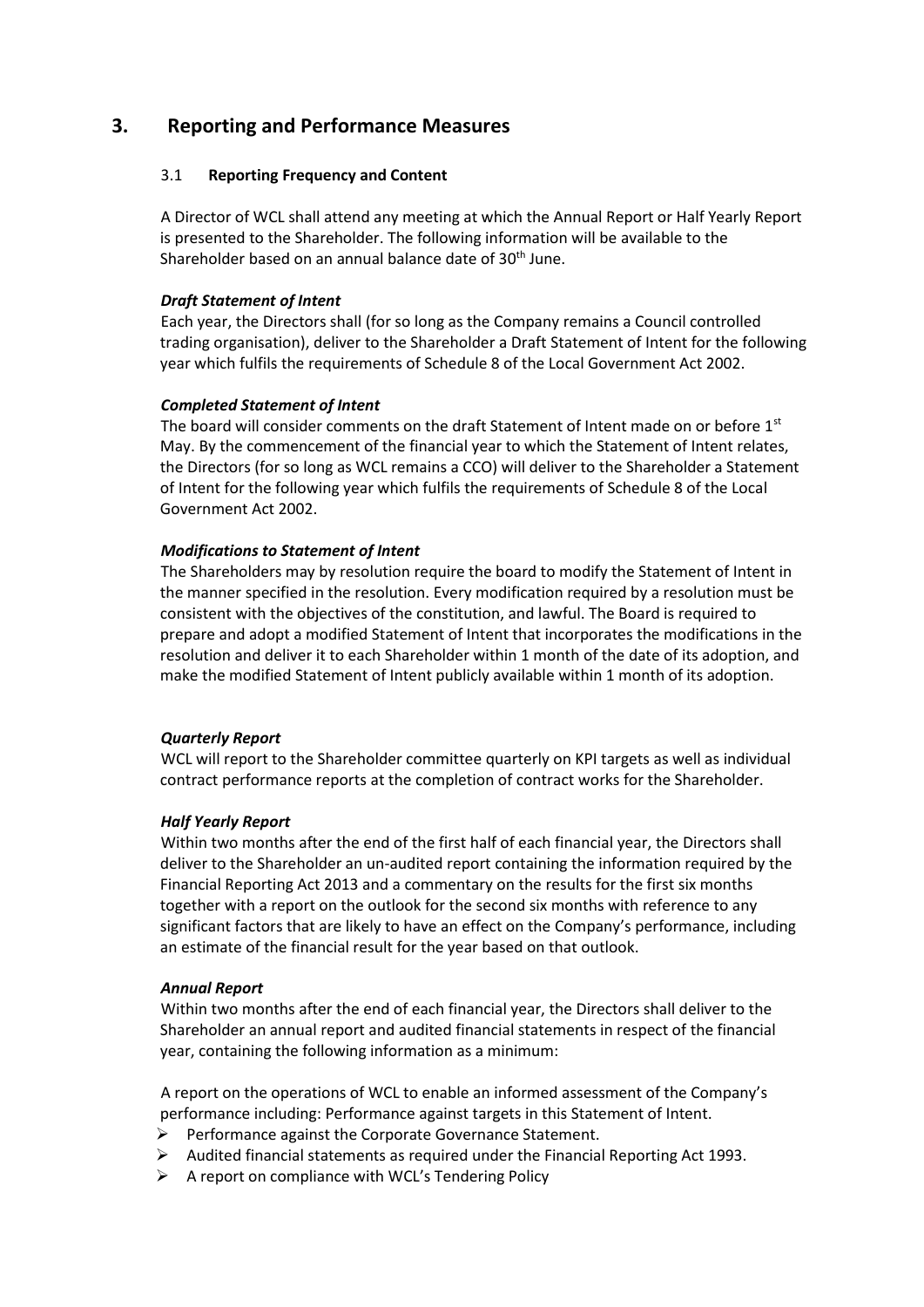# 3. Reporting and Performance Measures

### 3.1 Reporting Frequency and Content

A Director of WCL shall attend any meeting at which the Annual Report or Half Yearly Report is presented to the Shareholder. The following information will be available to the Shareholder based on an annual balance date of 30th June.

***Draft Statement of Intent***

Each year, the Directors shall (for so long as the Company remains a Council controlled trading organisation), deliver to the Shareholder a Draft Statement of Intent for the following year which fulfils the requirements of Schedule 8 of the Local Government Act 2002.

***Completed Statement of Intent***

The board will consider comments on the draft Statement of Intent made on or before 1st May. By the commencement of the financial year to which the Statement of Intent relates, the Directors (for so long as WCL remains a CCO) will deliver to the Shareholder a Statement of Intent for the following year which fulfils the requirements of Schedule 8 of the Local Government Act 2002.

***Modifications to Statement of Intent***

The Shareholders may by resolution require the board to modify the Statement of Intent in the manner specified in the resolution. Every modification required by a resolution must be consistent with the objectives of the constitution, and lawful. The Board is required to prepare and adopt a modified Statement of Intent that incorporates the modifications in the resolution and deliver it to each Shareholder within 1 month of the date of its adoption, and make the modified Statement of Intent publicly available within 1 month of its adoption.

***Quarterly Report***

WCL will report to the Shareholder committee quarterly on KPI targets as well as individual contract performance reports at the completion of contract works for the Shareholder.

***Half Yearly Report***

Within two months after the end of the first half of each financial year, the Directors shall deliver to the Shareholder an un-audited report containing the information required by the Financial Reporting Act 2013 and a commentary on the results for the first six months together with a report on the outlook for the second six months with reference to any significant factors that are likely to have an effect on the Company's performance, including an estimate of the financial result for the year based on that outlook.

***Annual Report***

Within two months after the end of each financial year, the Directors shall deliver to the Shareholder an annual report and audited financial statements in respect of the financial year, containing the following information as a minimum:

A report on the operations of WCL to enable an informed assessment of the Company's performance including: Performance against targets in this Statement of Intent.

- Performance against the Corporate Governance Statement.
- Audited financial statements as required under the Financial Reporting Act 1993.
- A report on compliance with WCL's Tendering Policy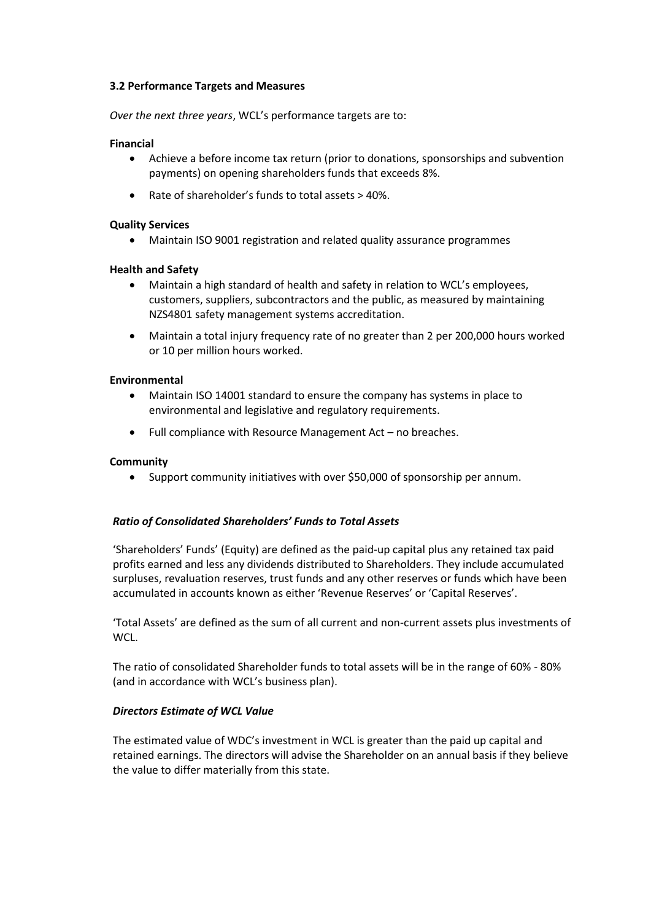### 3.2 Performance Targets and Measures

*Over the next three years*, WCL's performance targets are to:

**Financial**

- Achieve a before income tax return (prior to donations, sponsorships and subvention payments) on opening shareholders funds that exceeds 8%.
- Rate of shareholder's funds to total assets > 40%.

**Quality Services**

- Maintain ISO 9001 registration and related quality assurance programmes

**Health and Safety**

- Maintain a high standard of health and safety in relation to WCL's employees, customers, suppliers, subcontractors and the public, as measured by maintaining NZS4801 safety management systems accreditation.
- Maintain a total injury frequency rate of no greater than 2 per 200,000 hours worked or 10 per million hours worked.

**Environmental**

- Maintain ISO 14001 standard to ensure the company has systems in place to environmental and legislative and regulatory requirements.
- Full compliance with Resource Management Act – no breaches.

**Community**

- Support community initiatives with over $50,000 of sponsorship per annum.

***Ratio of Consolidated Shareholders' Funds to Total Assets***

'Shareholders' Funds' (Equity) are defined as the paid-up capital plus any retained tax paid profits earned and less any dividends distributed to Shareholders. They include accumulated surpluses, revaluation reserves, trust funds and any other reserves or funds which have been accumulated in accounts known as either 'Revenue Reserves' or 'Capital Reserves'.

'Total Assets' are defined as the sum of all current and non-current assets plus investments of WCL.

The ratio of consolidated Shareholder funds to total assets will be in the range of 60% - 80% (and in accordance with WCL's business plan).

***Directors Estimate of WCL Value***

The estimated value of WDC's investment in WCL is greater than the paid up capital and retained earnings. The directors will advise the Shareholder on an annual basis if they believe the value to differ materially from this state.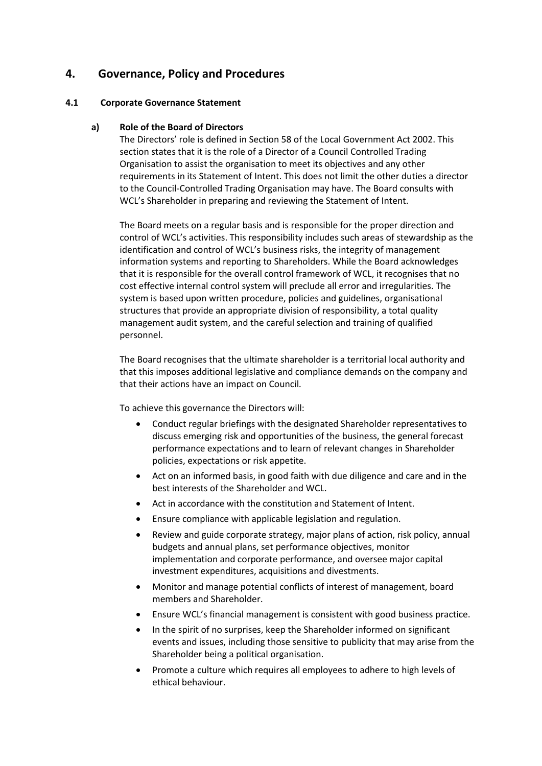# 4. Governance, Policy and Procedures

## 4.1 Corporate Governance Statement

### a) Role of the Board of Directors

The Directors' role is defined in Section 58 of the Local Government Act 2002. This section states that it is the role of a Director of a Council Controlled Trading Organisation to assist the organisation to meet its objectives and any other requirements in its Statement of Intent. This does not limit the other duties a director to the Council-Controlled Trading Organisation may have. The Board consults with WCL's Shareholder in preparing and reviewing the Statement of Intent.

The Board meets on a regular basis and is responsible for the proper direction and control of WCL's activities. This responsibility includes such areas of stewardship as the identification and control of WCL's business risks, the integrity of management information systems and reporting to Shareholders. While the Board acknowledges that it is responsible for the overall control framework of WCL, it recognises that no cost effective internal control system will preclude all error and irregularities. The system is based upon written procedure, policies and guidelines, organisational structures that provide an appropriate division of responsibility, a total quality management audit system, and the careful selection and training of qualified personnel.

The Board recognises that the ultimate shareholder is a territorial local authority and that this imposes additional legislative and compliance demands on the company and that their actions have an impact on Council.

To achieve this governance the Directors will:

- Conduct regular briefings with the designated Shareholder representatives to discuss emerging risk and opportunities of the business, the general forecast performance expectations and to learn of relevant changes in Shareholder policies, expectations or risk appetite.
- Act on an informed basis, in good faith with due diligence and care and in the best interests of the Shareholder and WCL.
- Act in accordance with the constitution and Statement of Intent.
- Ensure compliance with applicable legislation and regulation.
- Review and guide corporate strategy, major plans of action, risk policy, annual budgets and annual plans, set performance objectives, monitor implementation and corporate performance, and oversee major capital investment expenditures, acquisitions and divestments.
- Monitor and manage potential conflicts of interest of management, board members and Shareholder.
- Ensure WCL's financial management is consistent with good business practice.
- In the spirit of no surprises, keep the Shareholder informed on significant events and issues, including those sensitive to publicity that may arise from the Shareholder being a political organisation.
- Promote a culture which requires all employees to adhere to high levels of ethical behaviour.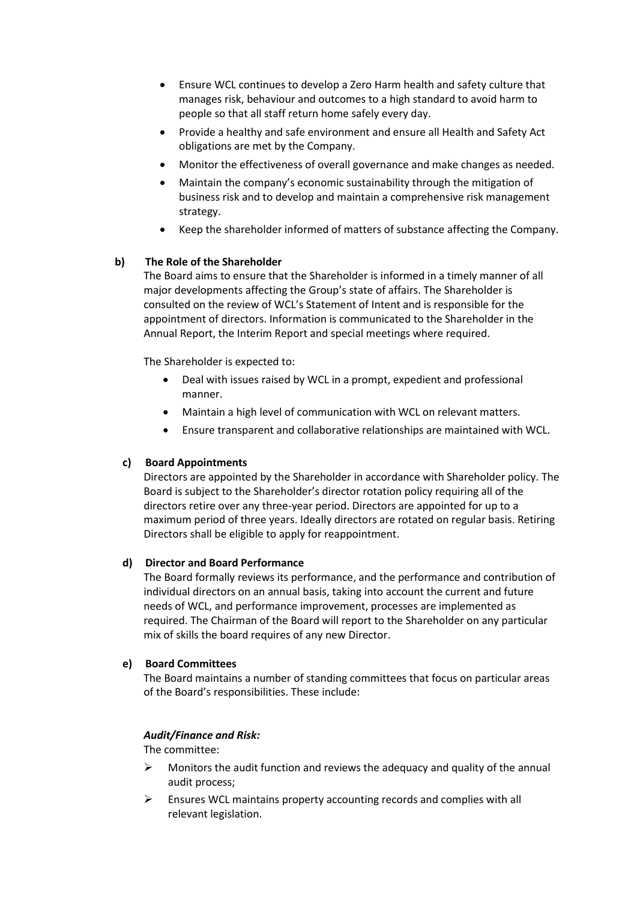- Ensure WCL continues to develop a Zero Harm health and safety culture that manages risk, behaviour and outcomes to a high standard to avoid harm to people so that all staff return home safely every day.
- Provide a healthy and safe environment and ensure all Health and Safety Act obligations are met by the Company.
- Monitor the effectiveness of overall governance and make changes as needed.
- Maintain the company's economic sustainability through the mitigation of business risk and to develop and maintain a comprehensive risk management strategy.
- Keep the shareholder informed of matters of substance affecting the Company.

**b) The Role of the Shareholder**

The Board aims to ensure that the Shareholder is informed in a timely manner of all major developments affecting the Group's state of affairs. The Shareholder is consulted on the review of WCL's Statement of Intent and is responsible for the appointment of directors. Information is communicated to the Shareholder in the Annual Report, the Interim Report and special meetings where required.

The Shareholder is expected to:

- Deal with issues raised by WCL in a prompt, expedient and professional manner.
- Maintain a high level of communication with WCL on relevant matters.
- Ensure transparent and collaborative relationships are maintained with WCL.

**c) Board Appointments**

Directors are appointed by the Shareholder in accordance with Shareholder policy. The Board is subject to the Shareholder's director rotation policy requiring all of the directors retire over any three-year period. Directors are appointed for up to a maximum period of three years. Ideally directors are rotated on regular basis. Retiring Directors shall be eligible to apply for reappointment.

**d) Director and Board Performance**

The Board formally reviews its performance, and the performance and contribution of individual directors on an annual basis, taking into account the current and future needs of WCL, and performance improvement, processes are implemented as required. The Chairman of the Board will report to the Shareholder on any particular mix of skills the board requires of any new Director.

**e) Board Committees**

The Board maintains a number of standing committees that focus on particular areas of the Board's responsibilities. These include:

***Audit/Finance and Risk:***

The committee:

- Monitors the audit function and reviews the adequacy and quality of the annual audit process;
- Ensures WCL maintains property accounting records and complies with all relevant legislation.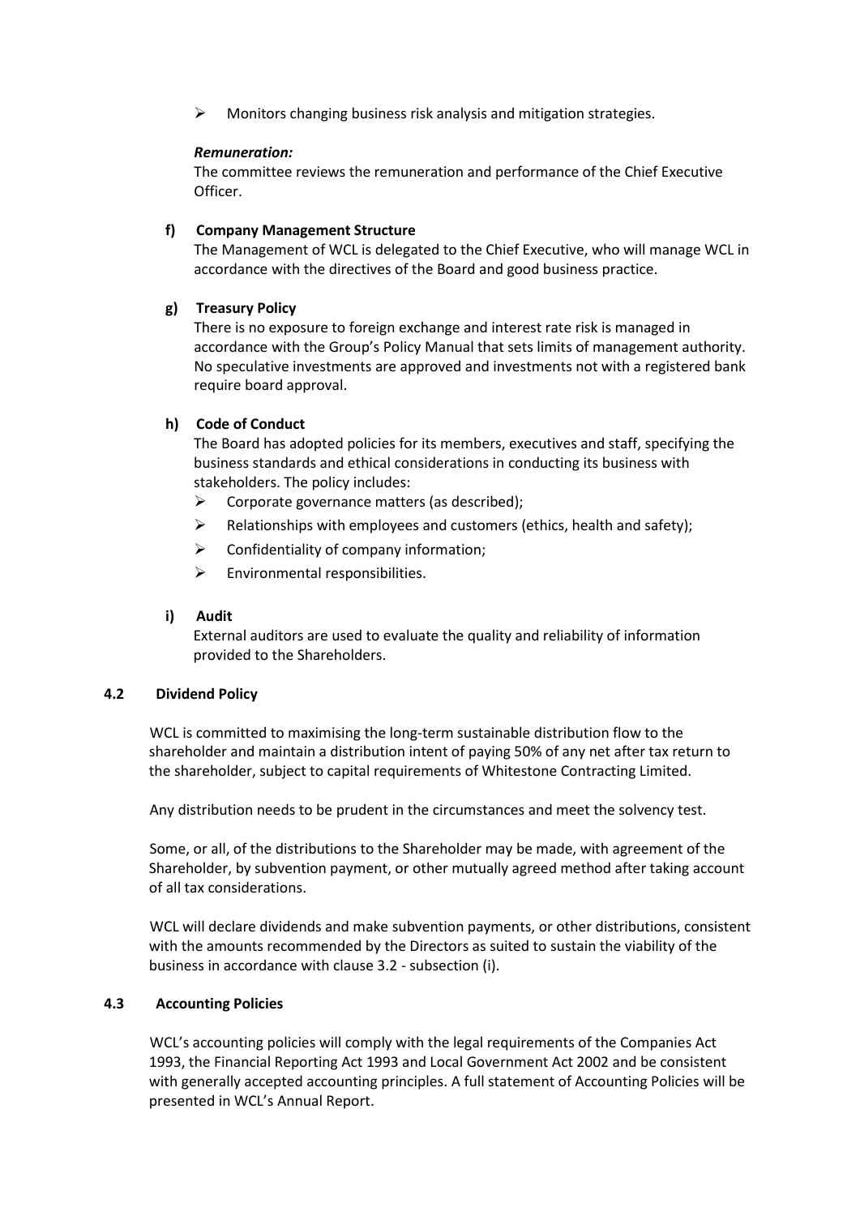- Monitors changing business risk analysis and mitigation strategies.

***Remuneration:***
The committee reviews the remuneration and performance of the Chief Executive Officer.

**f) Company Management Structure**

The Management of WCL is delegated to the Chief Executive, who will manage WCL in accordance with the directives of the Board and good business practice.

**g) Treasury Policy**

There is no exposure to foreign exchange and interest rate risk is managed in accordance with the Group's Policy Manual that sets limits of management authority. No speculative investments are approved and investments not with a registered bank require board approval.

**h) Code of Conduct**

The Board has adopted policies for its members, executives and staff, specifying the business standards and ethical considerations in conducting its business with stakeholders. The policy includes:

- Corporate governance matters (as described);
- Relationships with employees and customers (ethics, health and safety);
- Confidentiality of company information;
- Environmental responsibilities.

**i) Audit**

External auditors are used to evaluate the quality and reliability of information provided to the Shareholders.

### 4.2 Dividend Policy

WCL is committed to maximising the long-term sustainable distribution flow to the shareholder and maintain a distribution intent of paying 50% of any net after tax return to the shareholder, subject to capital requirements of Whitestone Contracting Limited.

Any distribution needs to be prudent in the circumstances and meet the solvency test.

Some, or all, of the distributions to the Shareholder may be made, with agreement of the Shareholder, by subvention payment, or other mutually agreed method after taking account of all tax considerations.

WCL will declare dividends and make subvention payments, or other distributions, consistent with the amounts recommended by the Directors as suited to sustain the viability of the business in accordance with clause 3.2 - subsection (i).

### 4.3 Accounting Policies

WCL's accounting policies will comply with the legal requirements of the Companies Act 1993, the Financial Reporting Act 1993 and Local Government Act 2002 and be consistent with generally accepted accounting principles. A full statement of Accounting Policies will be presented in WCL's Annual Report.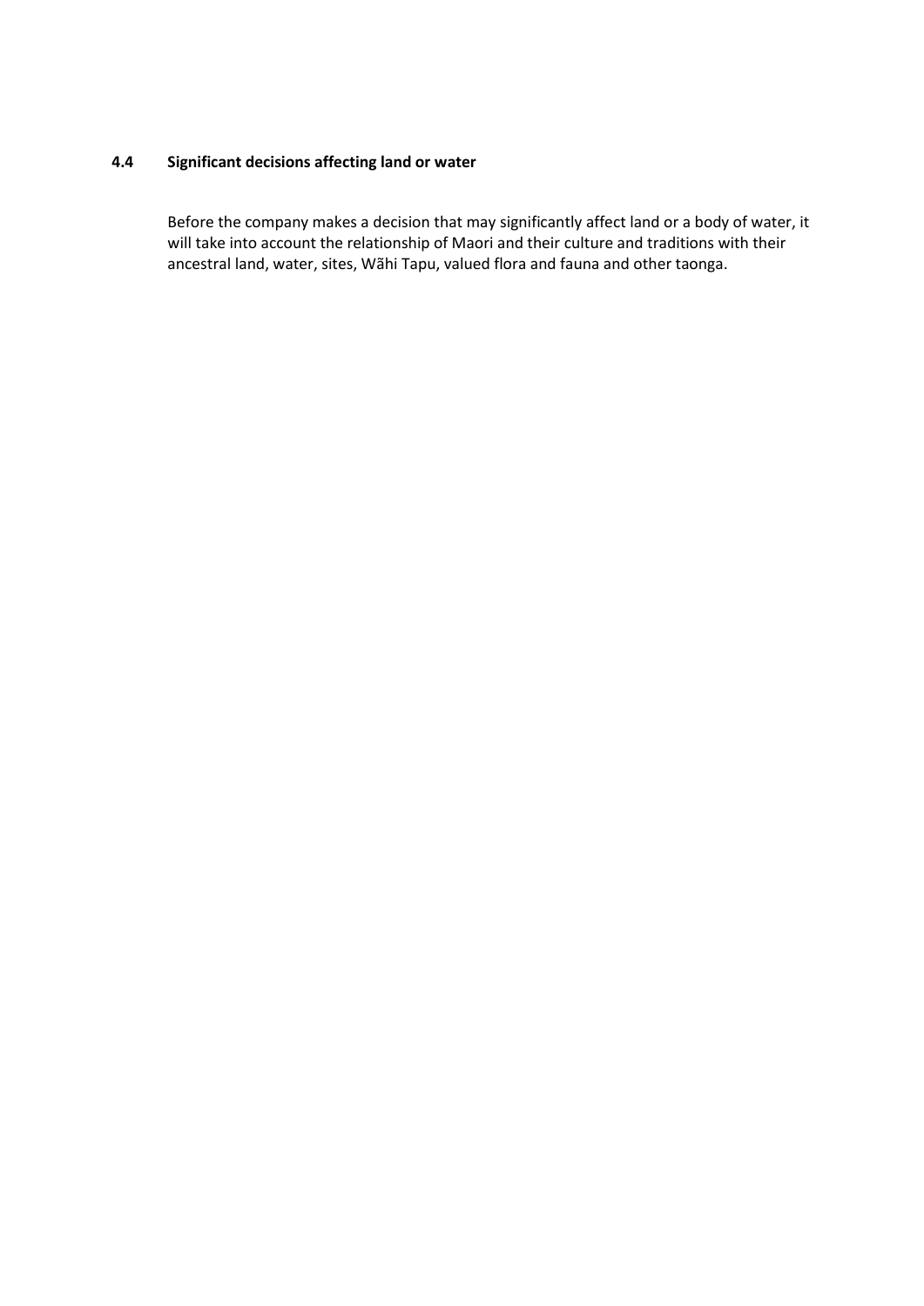### 4.4 Significant decisions affecting land or water

Before the company makes a decision that may significantly affect land or a body of water, it will take into account the relationship of Maori and their culture and traditions with their ancestral land, water, sites, Wãhi Tapu, valued flora and fauna and other taonga.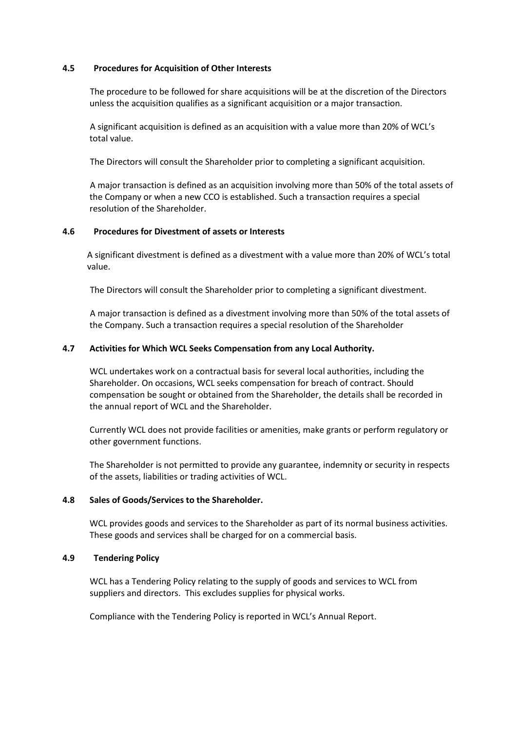### 4.5 Procedures for Acquisition of Other Interests

The procedure to be followed for share acquisitions will be at the discretion of the Directors unless the acquisition qualifies as a significant acquisition or a major transaction.

A significant acquisition is defined as an acquisition with a value more than 20% of WCL's total value.

The Directors will consult the Shareholder prior to completing a significant acquisition.

A major transaction is defined as an acquisition involving more than 50% of the total assets of the Company or when a new CCO is established. Such a transaction requires a special resolution of the Shareholder.

### 4.6 Procedures for Divestment of assets or Interests

A significant divestment is defined as a divestment with a value more than 20% of WCL's total value.

The Directors will consult the Shareholder prior to completing a significant divestment.

A major transaction is defined as a divestment involving more than 50% of the total assets of the Company. Such a transaction requires a special resolution of the Shareholder

### 4.7 Activities for Which WCL Seeks Compensation from any Local Authority.

WCL undertakes work on a contractual basis for several local authorities, including the Shareholder. On occasions, WCL seeks compensation for breach of contract. Should compensation be sought or obtained from the Shareholder, the details shall be recorded in the annual report of WCL and the Shareholder.

Currently WCL does not provide facilities or amenities, make grants or perform regulatory or other government functions.

The Shareholder is not permitted to provide any guarantee, indemnity or security in respects of the assets, liabilities or trading activities of WCL.

### 4.8 Sales of Goods/Services to the Shareholder.

WCL provides goods and services to the Shareholder as part of its normal business activities. These goods and services shall be charged for on a commercial basis.

### 4.9 Tendering Policy

WCL has a Tendering Policy relating to the supply of goods and services to WCL from suppliers and directors. This excludes supplies for physical works.

Compliance with the Tendering Policy is reported in WCL's Annual Report.